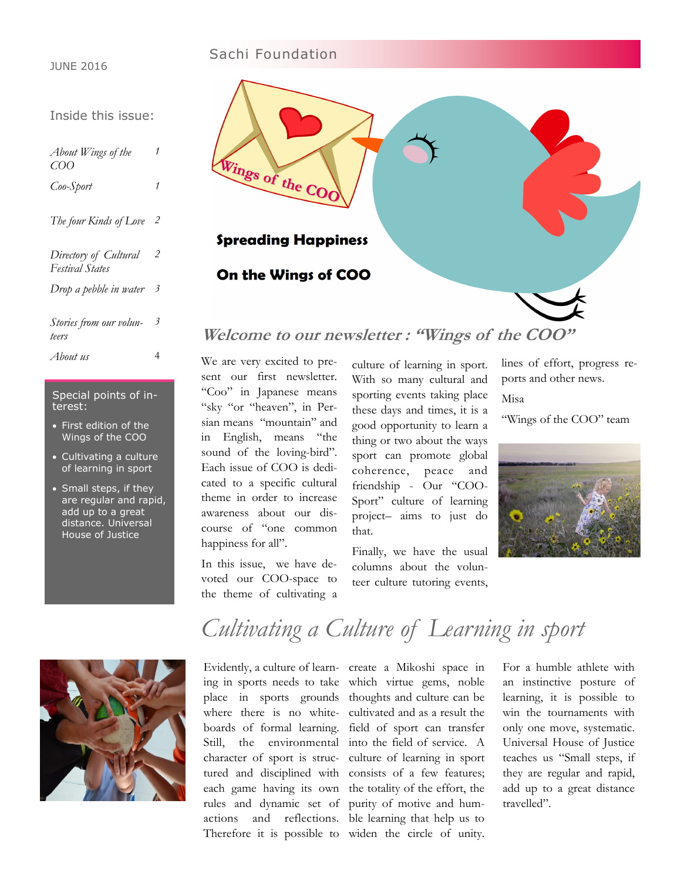JUNE 2016

Sachi Foundation

**Spreading Happiness**

**On the Wings of COO**

Inside this issue:

| | |
|---|---|
| *About Wings of the COO* | 1 |
| *Coo-Sport* | 1 |
| *The four Kinds of Love* | 2 |
| *Directory of Cultural Festival States* | 2 |
| *Drop a pebble in water* | 3 |
| *Stories from our volunteers* | 3 |
| *About us* | 4 |

Special points of interest:

- First edition of the Wings of the COO
- Cultivating a culture of learning in sport
- Small steps, if they are regular and rapid, add up to a great distance. Universal House of Justice

## *Welcome to our newsletter : "Wings of the COO"*

We are very excited to present our first newsletter. "Coo" in Japanese means "sky "or "heaven", in Persian means "mountain" and in English, means "the sound of the loving-bird". Each issue of COO is dedicated to a specific cultural theme in order to increase awareness about our discourse of "one common happiness for all".

In this issue, we have devoted our COO-space to the theme of cultivating a culture of learning in sport. With so many cultural and sporting events taking place these days and times, it is a good opportunity to learn a thing or two about the ways sport can promote global coherence, peace and friendship - Our "COO-Sport" culture of learning project– aims to just do that.

Finally, we have the usual columns about the volunteer culture tutoring events, lines of effort, progress reports and other news.

Misa

"Wings of the COO" team

# *Cultivating a Culture of Learning in sport*

Evidently, a culture of learning in sports needs to take place in sports grounds where there is no whiteboards of formal learning. Still, the environmental character of sport is structured and disciplined with each game having its own rules and dynamic set of actions and reflections. Therefore it is possible to create a Mikoshi space in which virtue gems, noble thoughts and culture can be cultivated and as a result the field of sport can transfer into the field of service. A culture of learning in sport consists of a few features; the totality of the effort, the purity of motive and humble learning that help us to widen the circle of unity.

For a humble athlete with an instinctive posture of learning, it is possible to win the tournaments with only one move, systematic. Universal House of Justice teaches us "Small steps, if they are regular and rapid, add up to a great distance travelled".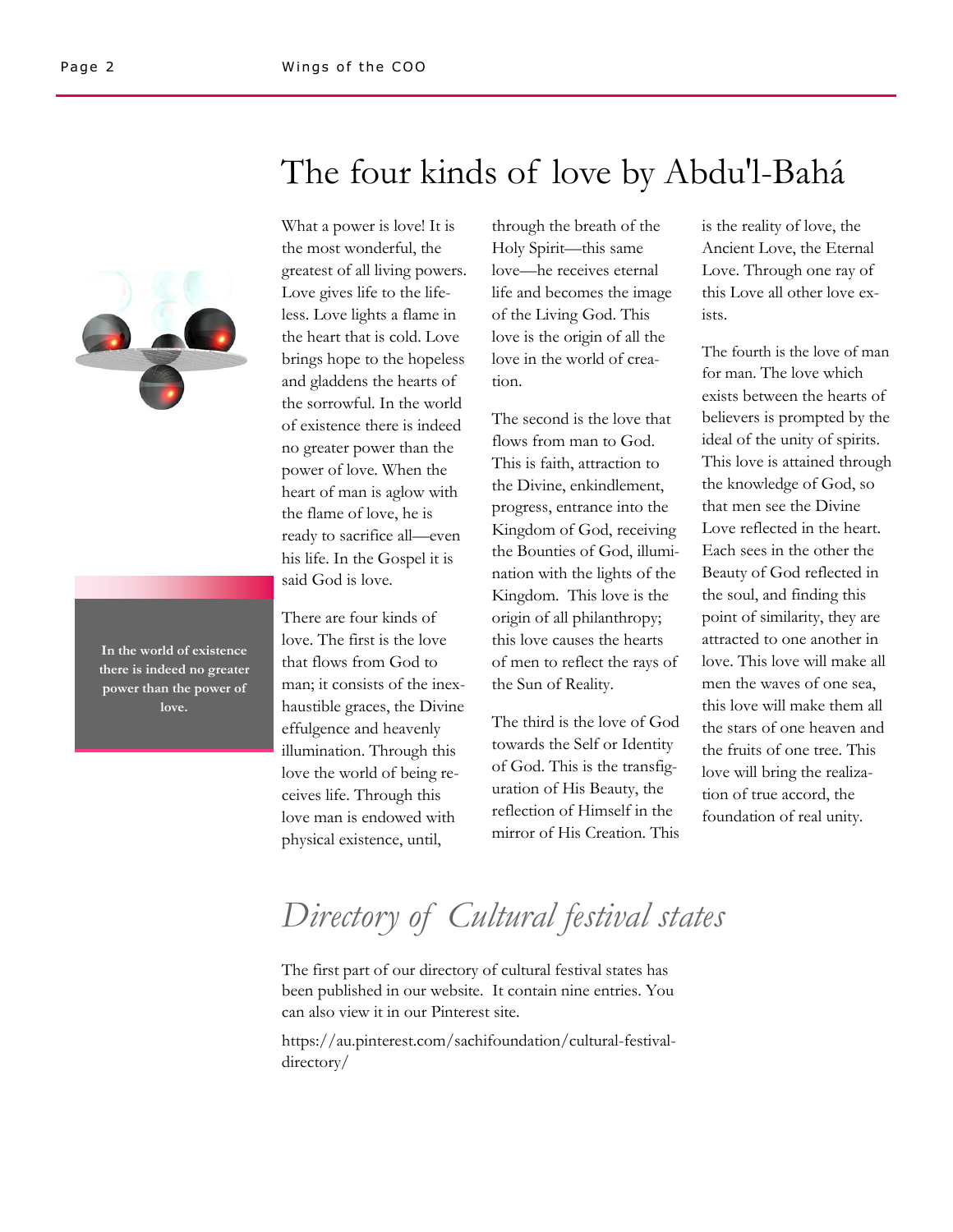# The four kinds of love by Abdu'l-Bahá

> **In the world of existence there is indeed no greater power than the power of love.**

What a power is love! It is the most wonderful, the greatest of all living powers. Love gives life to the lifeless. Love lights a flame in the heart that is cold. Love brings hope to the hopeless and gladdens the hearts of the sorrowful. In the world of existence there is indeed no greater power than the power of love. When the heart of man is aglow with the flame of love, he is ready to sacrifice all—even his life. In the Gospel it is said God is love.

There are four kinds of love. The first is the love that flows from God to man; it consists of the inexhaustible graces, the Divine effulgence and heavenly illumination. Through this love the world of being receives life. Through this love man is endowed with physical existence, until, through the breath of the Holy Spirit—this same love—he receives eternal life and becomes the image of the Living God. This love is the origin of all the love in the world of creation.

The second is the love that flows from man to God. This is faith, attraction to the Divine, enkindlement, progress, entrance into the Kingdom of God, receiving the Bounties of God, illumination with the lights of the Kingdom. This love is the origin of all philanthropy; this love causes the hearts of men to reflect the rays of the Sun of Reality.

The third is the love of God towards the Self or Identity of God. This is the transfiguration of His Beauty, the reflection of Himself in the mirror of His Creation. This is the reality of love, the Ancient Love, the Eternal Love. Through one ray of this Love all other love exists.

The fourth is the love of man for man. The love which exists between the hearts of believers is prompted by the ideal of the unity of spirits. This love is attained through the knowledge of God, so that men see the Divine Love reflected in the heart. Each sees in the other the Beauty of God reflected in the soul, and finding this point of similarity, they are attracted to one another in love. This love will make all men the waves of one sea, this love will make them all the stars of one heaven and the fruits of one tree. This love will bring the realization of true accord, the foundation of real unity.

# *Directory of Cultural festival states*

The first part of our directory of cultural festival states has been published in our website. It contain nine entries. You can also view it in our Pinterest site.

https://au.pinterest.com/sachifoundation/cultural-festival-directory/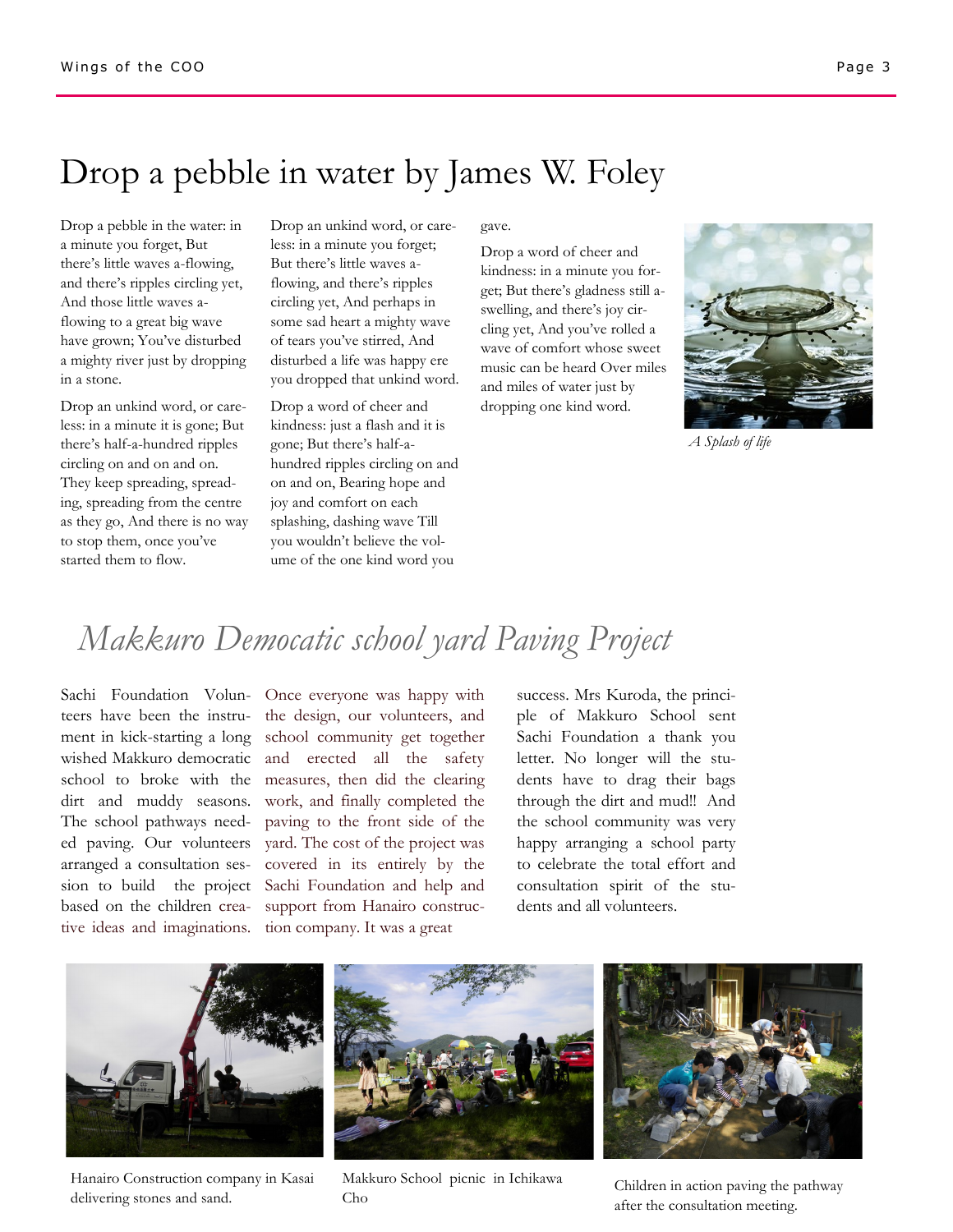# Drop a pebble in water by James W. Foley

Drop a pebble in the water: in a minute you forget, But there's little waves a-flowing, and there's ripples circling yet, And those little waves a-flowing to a great big wave have grown; You've disturbed a mighty river just by dropping in a stone.

Drop an unkind word, or careless: in a minute it is gone; But there's half-a-hundred ripples circling on and on and on. They keep spreading, spreading, spreading from the centre as they go, And there is no way to stop them, once you've started them to flow.

Drop an unkind word, or careless: in a minute you forget; But there's little waves a-flowing, and there's ripples circling yet, And perhaps in some sad heart a mighty wave of tears you've stirred, And disturbed a life was happy ere you dropped that unkind word.

Drop a word of cheer and kindness: just a flash and it is gone; But there's half-a-hundred ripples circling on and on and on, Bearing hope and joy and comfort on each splashing, dashing wave Till you wouldn't believe the volume of the one kind word you gave.

Drop a word of cheer and kindness: in a minute you forget; But there's gladness still a-swelling, and there's joy circling yet, And you've rolled a wave of comfort whose sweet music can be heard Over miles and miles of water just by dropping one kind word.

*A Splash of life*

## *Makkuro Democatic school yard Paving Project*

Sachi Foundation Volunteers have been the instrument in kick-starting a long wished Makkuro democratic school to broke with the dirt and muddy seasons. The school pathways needed paving. Our volunteers arranged a consultation session to build the project based on the children creative ideas and imaginations. Once everyone was happy with the design, our volunteers, and school community get together and erected all the safety measures, then did the clearing work, and finally completed the paving to the front side of the yard. The cost of the project was covered in its entirely by the Sachi Foundation and help and support from Hanairo construction company. It was a great success. Mrs Kuroda, the principle of Makkuro School sent Sachi Foundation a thank you letter. No longer will the students have to drag their bags through the dirt and mud!! And the school community was very happy arranging a school party to celebrate the total effort and consultation spirit of the students and all volunteers.

Hanairo Construction company in Kasai delivering stones and sand.

Makkuro School picnic in Ichikawa Cho

Children in action paving the pathway after the consultation meeting.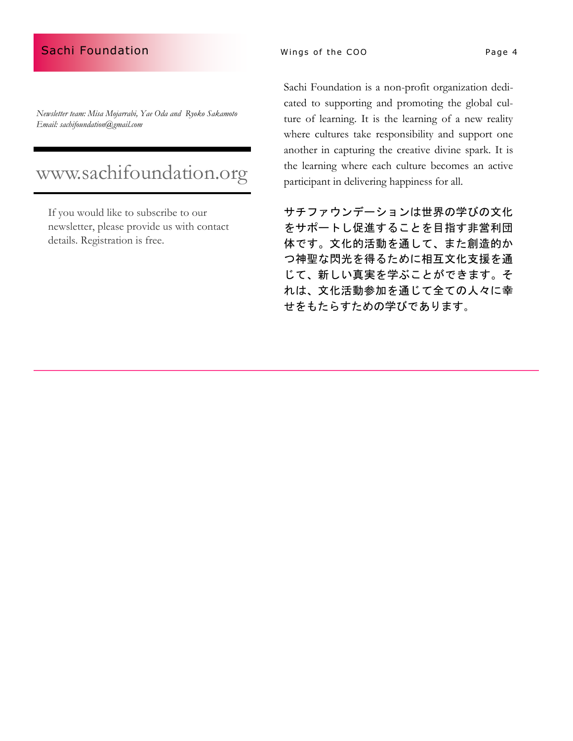## Sachi Foundation

*Newsletter team: Misa Mojarrabi, Yae Oda and Ryoko Sakamoto*
*Email: sachifoundation@gmail.com*

# www.sachifoundation.org

If you would like to subscribe to our newsletter, please provide us with contact details. Registration is free.

Sachi Foundation is a non-profit organization dedicated to supporting and promoting the global culture of learning. It is the learning of a new reality where cultures take responsibility and support one another in capturing the creative divine spark. It is the learning where each culture becomes an active participant in delivering happiness for all.

サチファウンデーションは世界の学びの文化をサポートし促進することを目指す非営利団体です。文化的活動を通して、また創造的かつ神聖な閃光を得るために相互文化支援を通じて、新しい真実を学ぶことができます。それは、文化活動参加を通じて全ての人々に幸せをもたらすための学びであります。